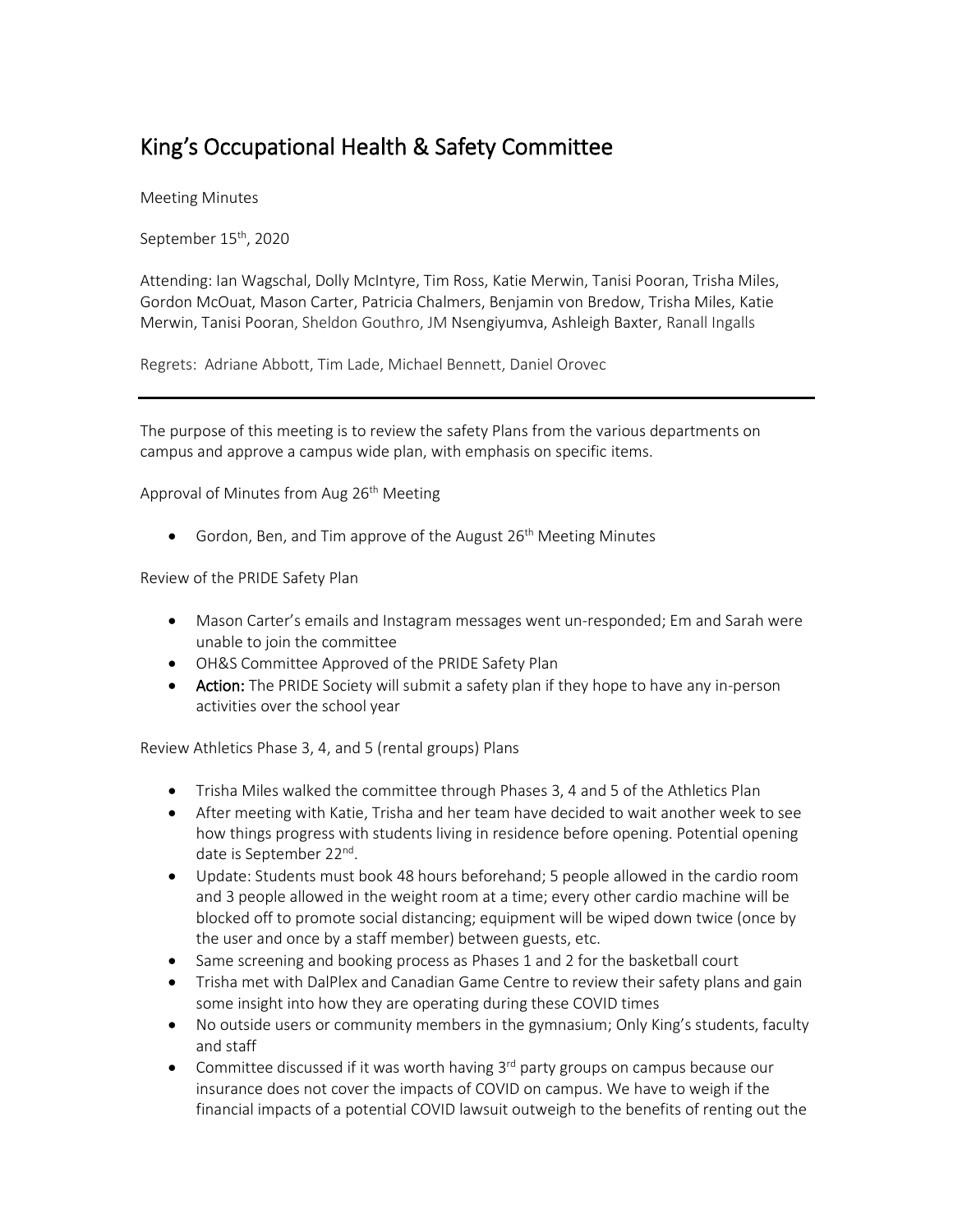# King's Occupational Health & Safety Committee

Meeting Minutes

September 15th, 2020

Attending: Ian Wagschal, Dolly McIntyre, Tim Ross, Katie Merwin, Tanisi Pooran, Trisha Miles, Gordon McOuat, Mason Carter, Patricia Chalmers, Benjamin von Bredow, Trisha Miles, Katie Merwin, Tanisi Pooran, Sheldon Gouthro, JM Nsengiyumva, Ashleigh Baxter, Ranall Ingalls

Regrets: Adriane Abbott, Tim Lade, Michael Bennett, Daniel Orovec

---

The purpose of this meeting is to review the safety Plans from the various departments on campus and approve a campus wide plan, with emphasis on specific items.

Approval of Minutes from Aug 26th Meeting

- Gordon, Ben, and Tim approve of the August 26th Meeting Minutes

Review of the PRIDE Safety Plan

- Mason Carter's emails and Instagram messages went un-responded; Em and Sarah were unable to join the committee
- OH&S Committee Approved of the PRIDE Safety Plan
- **Action:** The PRIDE Society will submit a safety plan if they hope to have any in-person activities over the school year

Review Athletics Phase 3, 4, and 5 (rental groups) Plans

- Trisha Miles walked the committee through Phases 3, 4 and 5 of the Athletics Plan
- After meeting with Katie, Trisha and her team have decided to wait another week to see how things progress with students living in residence before opening. Potential opening date is September 22nd.
- Update: Students must book 48 hours beforehand; 5 people allowed in the cardio room and 3 people allowed in the weight room at a time; every other cardio machine will be blocked off to promote social distancing; equipment will be wiped down twice (once by the user and once by a staff member) between guests, etc.
- Same screening and booking process as Phases 1 and 2 for the basketball court
- Trisha met with DalPlex and Canadian Game Centre to review their safety plans and gain some insight into how they are operating during these COVID times
- No outside users or community members in the gymnasium; Only King's students, faculty and staff
- Committee discussed if it was worth having 3rd party groups on campus because our insurance does not cover the impacts of COVID on campus. We have to weigh if the financial impacts of a potential COVID lawsuit outweigh to the benefits of renting out the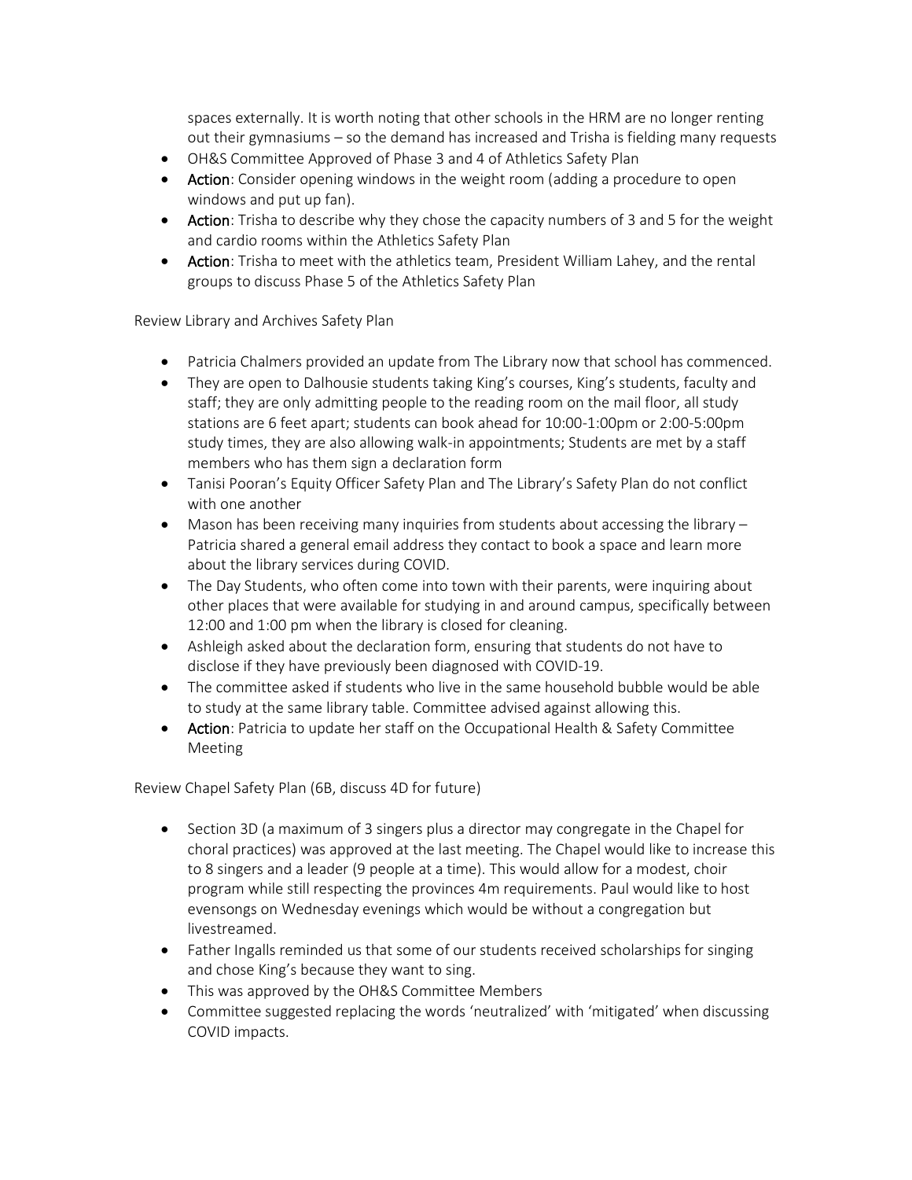spaces externally. It is worth noting that other schools in the HRM are no longer renting out their gymnasiums – so the demand has increased and Trisha is fielding many requests

- OH&S Committee Approved of Phase 3 and 4 of Athletics Safety Plan
- **Action**: Consider opening windows in the weight room (adding a procedure to open windows and put up fan).
- **Action**: Trisha to describe why they chose the capacity numbers of 3 and 5 for the weight and cardio rooms within the Athletics Safety Plan
- **Action**: Trisha to meet with the athletics team, President William Lahey, and the rental groups to discuss Phase 5 of the Athletics Safety Plan

Review Library and Archives Safety Plan

- Patricia Chalmers provided an update from The Library now that school has commenced.
- They are open to Dalhousie students taking King's courses, King's students, faculty and staff; they are only admitting people to the reading room on the mail floor, all study stations are 6 feet apart; students can book ahead for 10:00-1:00pm or 2:00-5:00pm study times, they are also allowing walk-in appointments; Students are met by a staff members who has them sign a declaration form
- Tanisi Pooran's Equity Officer Safety Plan and The Library's Safety Plan do not conflict with one another
- Mason has been receiving many inquiries from students about accessing the library – Patricia shared a general email address they contact to book a space and learn more about the library services during COVID.
- The Day Students, who often come into town with their parents, were inquiring about other places that were available for studying in and around campus, specifically between 12:00 and 1:00 pm when the library is closed for cleaning.
- Ashleigh asked about the declaration form, ensuring that students do not have to disclose if they have previously been diagnosed with COVID-19.
- The committee asked if students who live in the same household bubble would be able to study at the same library table. Committee advised against allowing this.
- **Action**: Patricia to update her staff on the Occupational Health & Safety Committee Meeting

Review Chapel Safety Plan (6B, discuss 4D for future)

- Section 3D (a maximum of 3 singers plus a director may congregate in the Chapel for choral practices) was approved at the last meeting. The Chapel would like to increase this to 8 singers and a leader (9 people at a time). This would allow for a modest, choir program while still respecting the provinces 4m requirements. Paul would like to host evensongs on Wednesday evenings which would be without a congregation but livestreamed.
- Father Ingalls reminded us that some of our students received scholarships for singing and chose King's because they want to sing.
- This was approved by the OH&S Committee Members
- Committee suggested replacing the words 'neutralized' with 'mitigated' when discussing COVID impacts.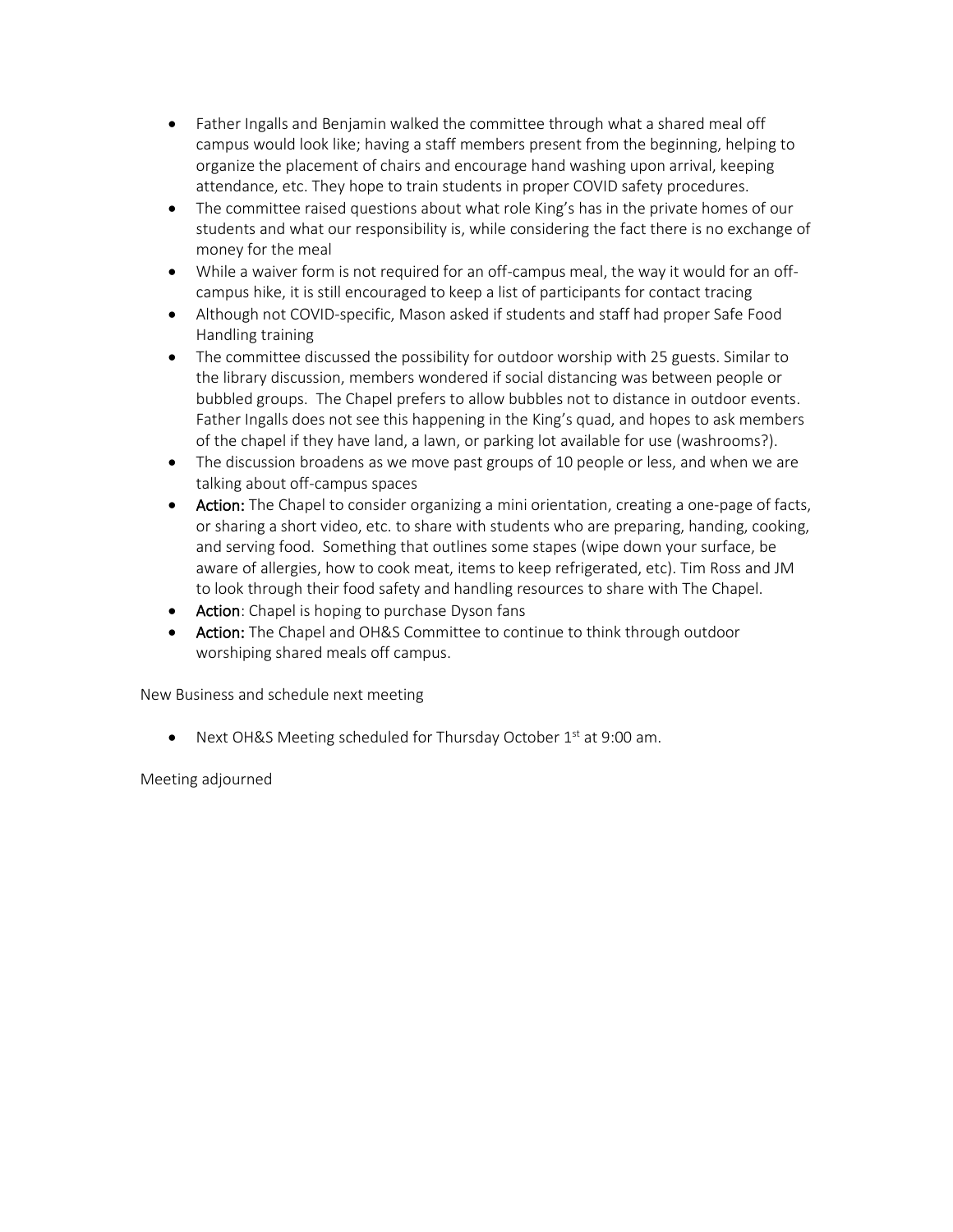- Father Ingalls and Benjamin walked the committee through what a shared meal off campus would look like; having a staff members present from the beginning, helping to organize the placement of chairs and encourage hand washing upon arrival, keeping attendance, etc. They hope to train students in proper COVID safety procedures.
- The committee raised questions about what role King's has in the private homes of our students and what our responsibility is, while considering the fact there is no exchange of money for the meal
- While a waiver form is not required for an off-campus meal, the way it would for an off-campus hike, it is still encouraged to keep a list of participants for contact tracing
- Although not COVID-specific, Mason asked if students and staff had proper Safe Food Handling training
- The committee discussed the possibility for outdoor worship with 25 guests. Similar to the library discussion, members wondered if social distancing was between people or bubbled groups. The Chapel prefers to allow bubbles not to distance in outdoor events. Father Ingalls does not see this happening in the King's quad, and hopes to ask members of the chapel if they have land, a lawn, or parking lot available for use (washrooms?).
- The discussion broadens as we move past groups of 10 people or less, and when we are talking about off-campus spaces
- **Action:** The Chapel to consider organizing a mini orientation, creating a one-page of facts, or sharing a short video, etc. to share with students who are preparing, handing, cooking, and serving food. Something that outlines some stapes (wipe down your surface, be aware of allergies, how to cook meat, items to keep refrigerated, etc). Tim Ross and JM to look through their food safety and handling resources to share with The Chapel.
- **Action**: Chapel is hoping to purchase Dyson fans
- **Action:** The Chapel and OH&S Committee to continue to think through outdoor worshiping shared meals off campus.

New Business and schedule next meeting

- Next OH&S Meeting scheduled for Thursday October 1st at 9:00 am.

Meeting adjourned